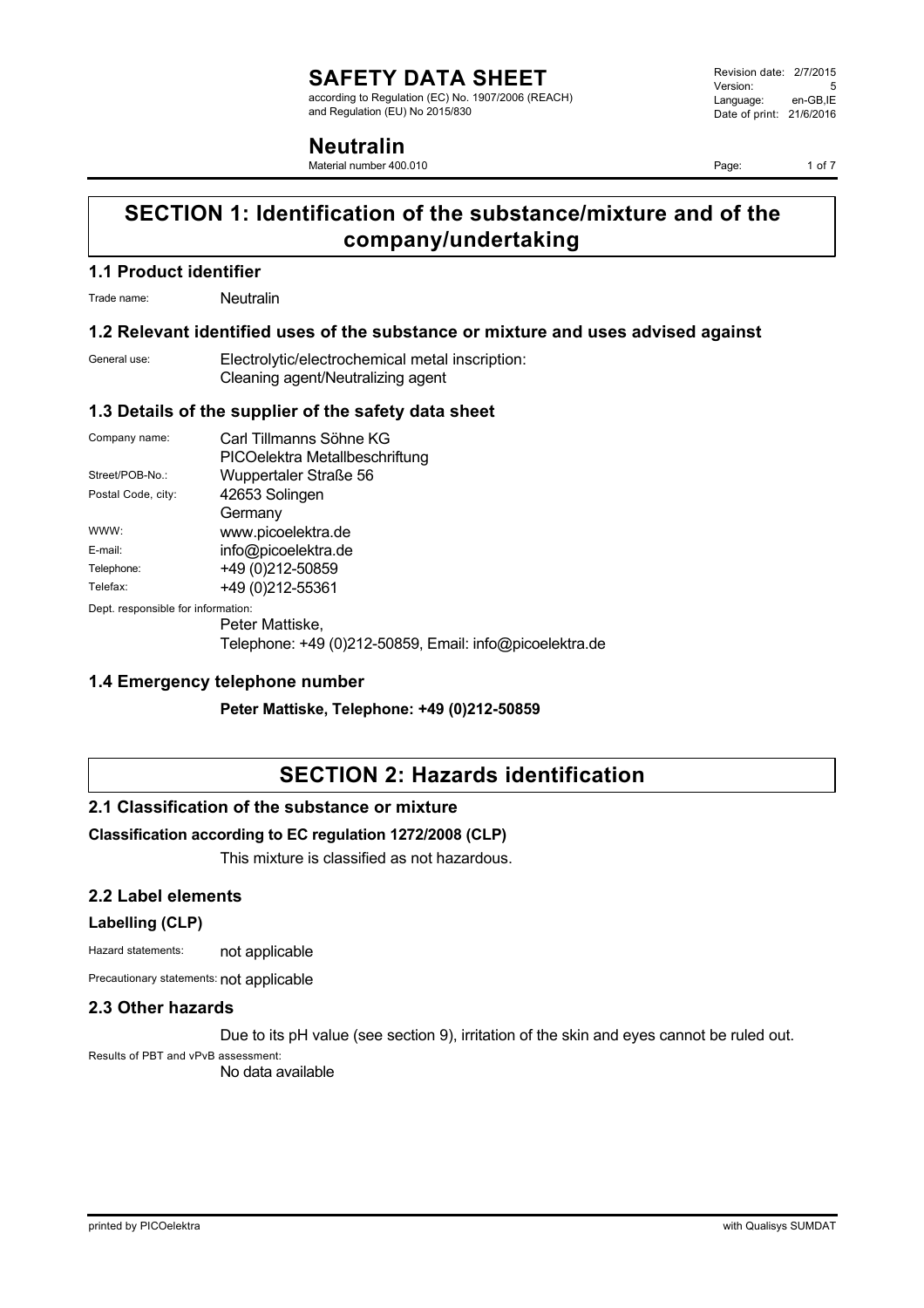# SAFETY DATA SHEET

according to Regulation (EC) No. 1907/2006 (REACH) and Regulation (EU) No 2015/830

Revision date: 2/7/2015
Version: 5
Language: en-GB,IE
Date of print: 21/6/2016

# Neutralin

Material number 400.010

## SECTION 1: Identification of the substance/mixture and of the company/undertaking

### 1.1 Product identifier

Trade name: Neutralin

### 1.2 Relevant identified uses of the substance or mixture and uses advised against

General use: Electrolytic/electrochemical metal inscription:
Cleaning agent/Neutralizing agent

### 1.3 Details of the supplier of the safety data sheet

Company name: Carl Tillmanns Söhne KG
PICOelektra Metallbeschriftung
Street/POB-No.: Wuppertaler Straße 56
Postal Code, city: 42653 Solingen
Germany
WWW: www.picoelektra.de
E-mail: info@picoelektra.de
Telephone: +49 (0)212-50859
Telefax: +49 (0)212-55361

Dept. responsible for information:
Peter Mattiske,
Telephone: +49 (0)212-50859, Email: info@picoelektra.de

### 1.4 Emergency telephone number

**Peter Mattiske, Telephone: +49 (0)212-50859**

## SECTION 2: Hazards identification

### 2.1 Classification of the substance or mixture

**Classification according to EC regulation 1272/2008 (CLP)**

This mixture is classified as not hazardous.

### 2.2 Label elements

**Labelling (CLP)**

Hazard statements: not applicable

Precautionary statements: not applicable

### 2.3 Other hazards

Due to its pH value (see section 9), irritation of the skin and eyes cannot be ruled out.

Results of PBT and vPvB assessment:
No data available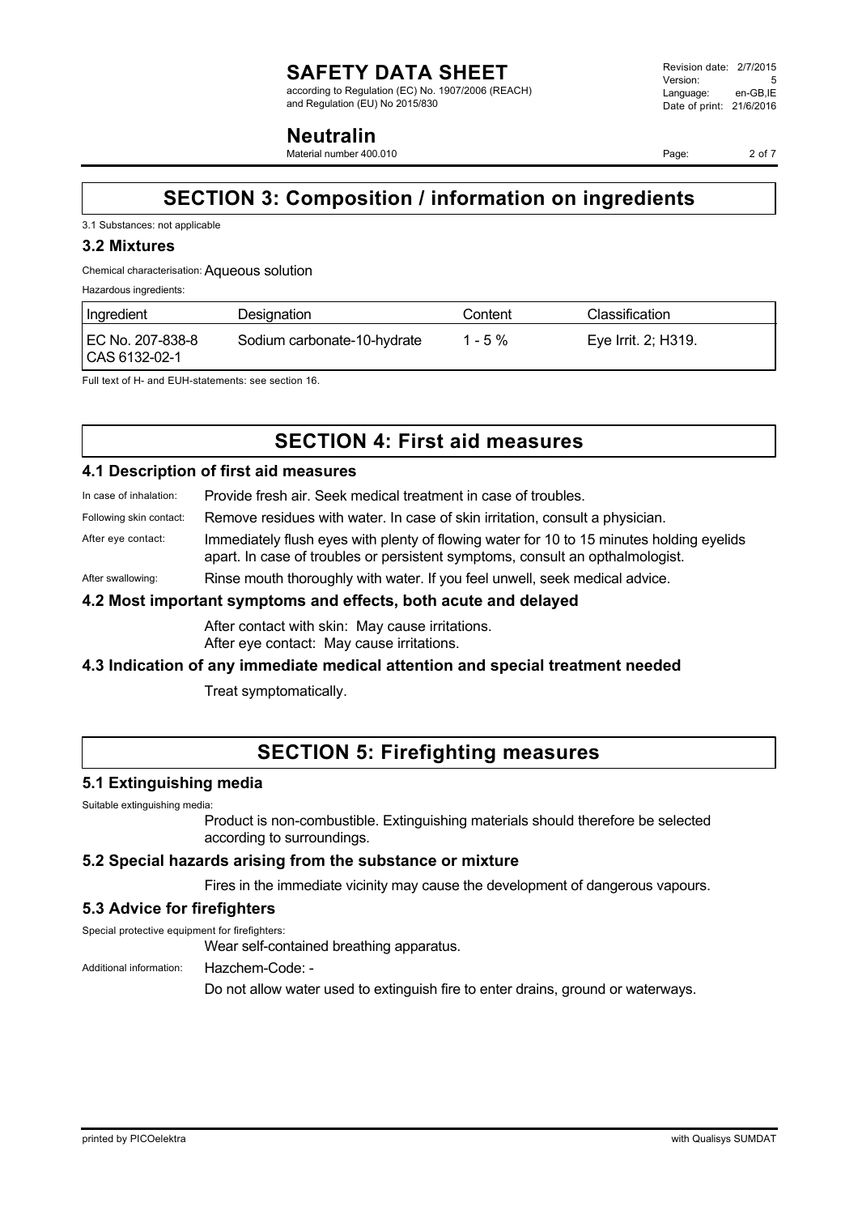## SECTION 3: Composition / information on ingredients

3.1 Substances: not applicable

### 3.2 Mixtures

Chemical characterisation: Aqueous solution

Hazardous ingredients:

| Ingredient | Designation | Content | Classification |
|---|---|---|---|
| EC No. 207-838-8 CAS 6132-02-1 | Sodium carbonate-10-hydrate | 1 - 5 % | Eye Irrit. 2; H319. |

Full text of H- and EUH-statements: see section 16.

## SECTION 4: First aid measures

### 4.1 Description of first aid measures

In case of inhalation: Provide fresh air. Seek medical treatment in case of troubles.

Following skin contact: Remove residues with water. In case of skin irritation, consult a physician.

After eye contact: Immediately flush eyes with plenty of flowing water for 10 to 15 minutes holding eyelids apart. In case of troubles or persistent symptoms, consult an opthalmologist.

After swallowing: Rinse mouth thoroughly with water. If you feel unwell, seek medical advice.

### 4.2 Most important symptoms and effects, both acute and delayed

After contact with skin: May cause irritations.
After eye contact: May cause irritations.

### 4.3 Indication of any immediate medical attention and special treatment needed

Treat symptomatically.

## SECTION 5: Firefighting measures

### 5.1 Extinguishing media

Suitable extinguishing media:

Product is non-combustible. Extinguishing materials should therefore be selected according to surroundings.

### 5.2 Special hazards arising from the substance or mixture

Fires in the immediate vicinity may cause the development of dangerous vapours.

### 5.3 Advice for firefighters

Special protective equipment for firefighters:

Wear self-contained breathing apparatus.

Additional information: Hazchem-Code: -

Do not allow water used to extinguish fire to enter drains, ground or waterways.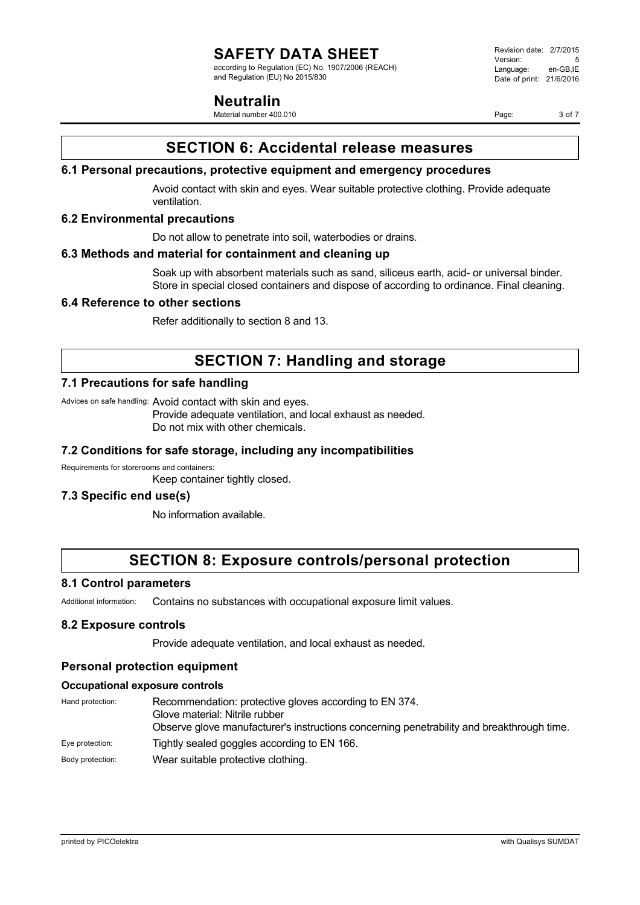## SECTION 6: Accidental release measures

### 6.1 Personal precautions, protective equipment and emergency procedures

Avoid contact with skin and eyes. Wear suitable protective clothing. Provide adequate ventilation.

### 6.2 Environmental precautions

Do not allow to penetrate into soil, waterbodies or drains.

### 6.3 Methods and material for containment and cleaning up

Soak up with absorbent materials such as sand, siliceus earth, acid- or universal binder. Store in special closed containers and dispose of according to ordinance. Final cleaning.

### 6.4 Reference to other sections

Refer additionally to section 8 and 13.

## SECTION 7: Handling and storage

### 7.1 Precautions for safe handling

Advices on safe handling: Avoid contact with skin and eyes.
Provide adequate ventilation, and local exhaust as needed.
Do not mix with other chemicals.

### 7.2 Conditions for safe storage, including any incompatibilities

Requirements for storerooms and containers:
Keep container tightly closed.

### 7.3 Specific end use(s)

No information available.

## SECTION 8: Exposure controls/personal protection

### 8.1 Control parameters

Additional information: Contains no substances with occupational exposure limit values.

### 8.2 Exposure controls

Provide adequate ventilation, and local exhaust as needed.

### Personal protection equipment

#### Occupational exposure controls

Hand protection: Recommendation: protective gloves according to EN 374.
Glove material: Nitrile rubber
Observe glove manufacturer's instructions concerning penetrability and breakthrough time.

Eye protection: Tightly sealed goggles according to EN 166.

Body protection: Wear suitable protective clothing.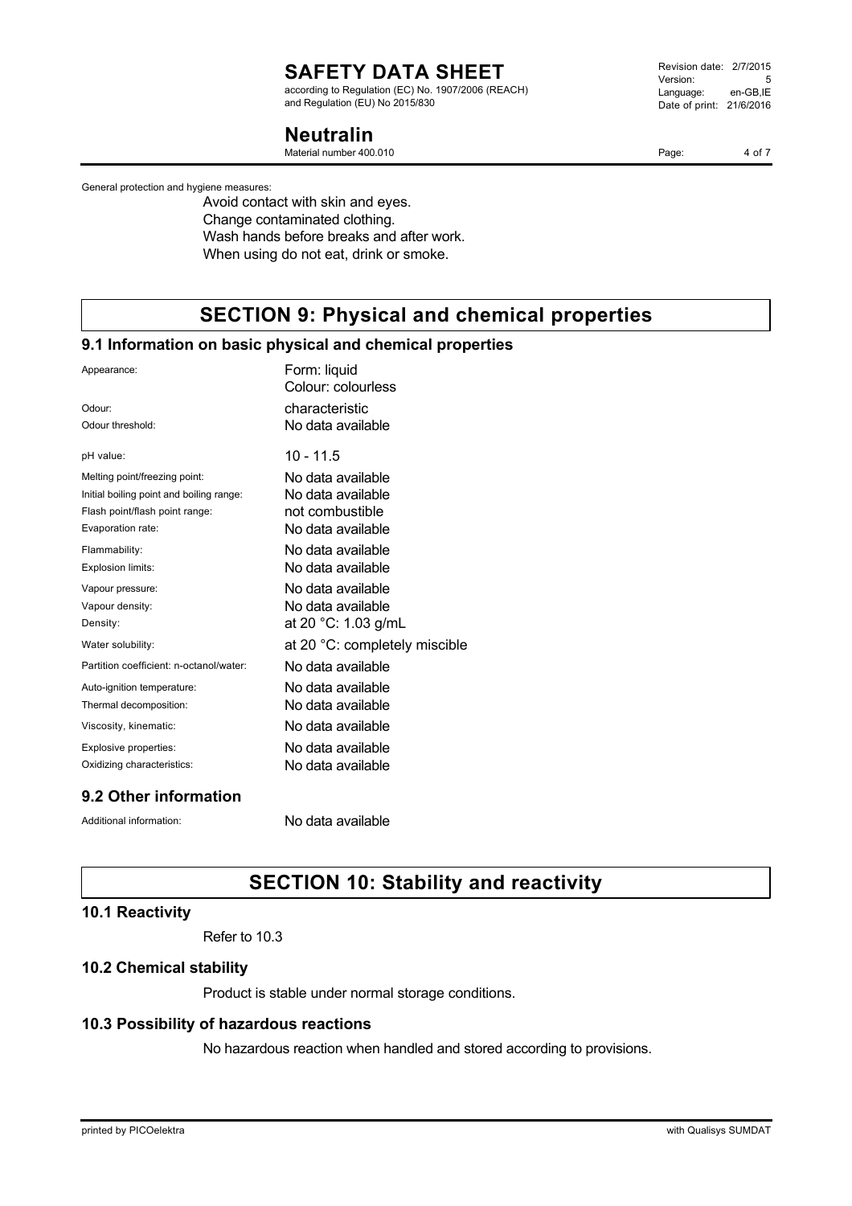General protection and hygiene measures:

Avoid contact with skin and eyes.
Change contaminated clothing.
Wash hands before breaks and after work.
When using do not eat, drink or smoke.

# SECTION 9: Physical and chemical properties

## 9.1 Information on basic physical and chemical properties

| | |
|---|---|
| Appearance: | Form: liquid<br>Colour: colourless |
| Odour: | characteristic |
| Odour threshold: | No data available |
| pH value: | 10 - 11.5 |
| Melting point/freezing point: | No data available |
| Initial boiling point and boiling range: | No data available |
| Flash point/flash point range: | not combustible |
| Evaporation rate: | No data available |
| Flammability: | No data available |
| Explosion limits: | No data available |
| Vapour pressure: | No data available |
| Vapour density: | No data available |
| Density: | at 20 °C: 1.03 g/mL |
| Water solubility: | at 20 °C: completely miscible |
| Partition coefficient: n-octanol/water: | No data available |
| Auto-ignition temperature: | No data available |
| Thermal decomposition: | No data available |
| Viscosity, kinematic: | No data available |
| Explosive properties: | No data available |
| Oxidizing characteristics: | No data available |

## 9.2 Other information

Additional information: No data available

# SECTION 10: Stability and reactivity

## 10.1 Reactivity

Refer to 10.3

## 10.2 Chemical stability

Product is stable under normal storage conditions.

## 10.3 Possibility of hazardous reactions

No hazardous reaction when handled and stored according to provisions.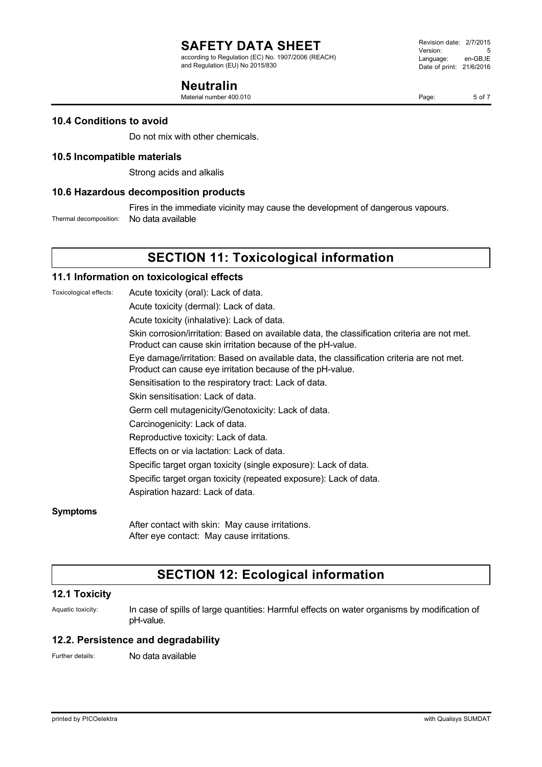### 10.4 Conditions to avoid

Do not mix with other chemicals.

### 10.5 Incompatible materials

Strong acids and alkalis

### 10.6 Hazardous decomposition products

Fires in the immediate vicinity may cause the development of dangerous vapours.

Thermal decomposition: No data available

## SECTION 11: Toxicological information

### 11.1 Information on toxicological effects

Toxicological effects:

Acute toxicity (oral): Lack of data.

Acute toxicity (dermal): Lack of data.

Acute toxicity (inhalative): Lack of data.

Skin corrosion/irritation: Based on available data, the classification criteria are not met. Product can cause skin irritation because of the pH-value.

Eye damage/irritation: Based on available data, the classification criteria are not met. Product can cause eye irritation because of the pH-value.

Sensitisation to the respiratory tract: Lack of data.

Skin sensitisation: Lack of data.

Germ cell mutagenicity/Genotoxicity: Lack of data.

Carcinogenicity: Lack of data.

Reproductive toxicity: Lack of data.

Effects on or via lactation: Lack of data.

Specific target organ toxicity (single exposure): Lack of data.

Specific target organ toxicity (repeated exposure): Lack of data.

Aspiration hazard: Lack of data.

**Symptoms**

After contact with skin: May cause irritations.
After eye contact: May cause irritations.

## SECTION 12: Ecological information

### 12.1 Toxicity

Aquatic toxicity: In case of spills of large quantities: Harmful effects on water organisms by modification of pH-value.

### 12.2. Persistence and degradability

Further details: No data available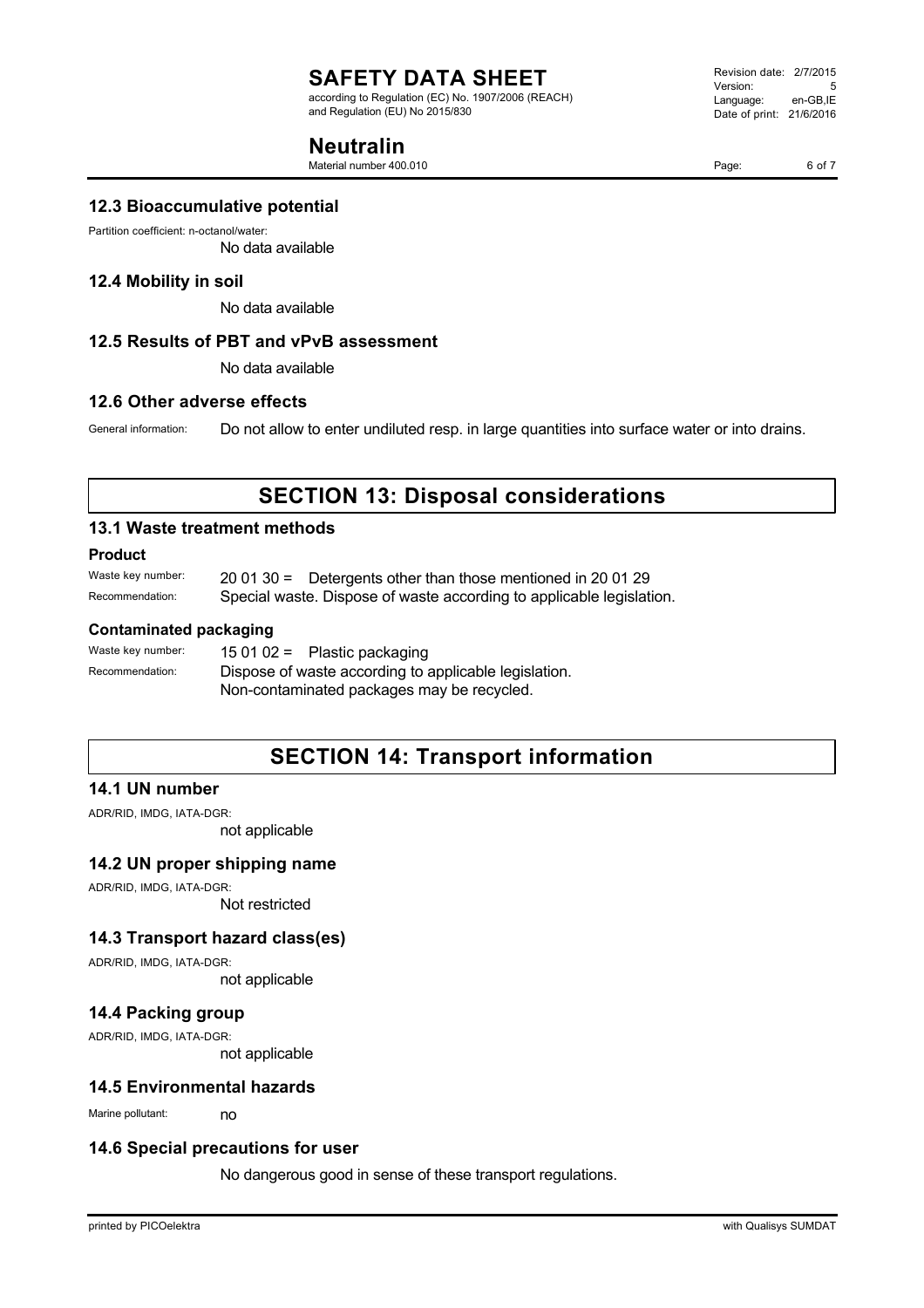### 12.3 Bioaccumulative potential

Partition coefficient: n-octanol/water:

No data available

### 12.4 Mobility in soil

No data available

### 12.5 Results of PBT and vPvB assessment

No data available

### 12.6 Other adverse effects

General information: Do not allow to enter undiluted resp. in large quantities into surface water or into drains.

## SECTION 13: Disposal considerations

### 13.1 Waste treatment methods

**Product**

Waste key number: 20 01 30 = Detergents other than those mentioned in 20 01 29

Recommendation: Special waste. Dispose of waste according to applicable legislation.

**Contaminated packaging**

Waste key number: 15 01 02 = Plastic packaging

Recommendation: Dispose of waste according to applicable legislation.
Non-contaminated packages may be recycled.

## SECTION 14: Transport information

### 14.1 UN number

ADR/RID, IMDG, IATA-DGR:

not applicable

### 14.2 UN proper shipping name

ADR/RID, IMDG, IATA-DGR:

Not restricted

### 14.3 Transport hazard class(es)

ADR/RID, IMDG, IATA-DGR:

not applicable

### 14.4 Packing group

ADR/RID, IMDG, IATA-DGR:

not applicable

### 14.5 Environmental hazards

Marine pollutant: no

### 14.6 Special precautions for user

No dangerous good in sense of these transport regulations.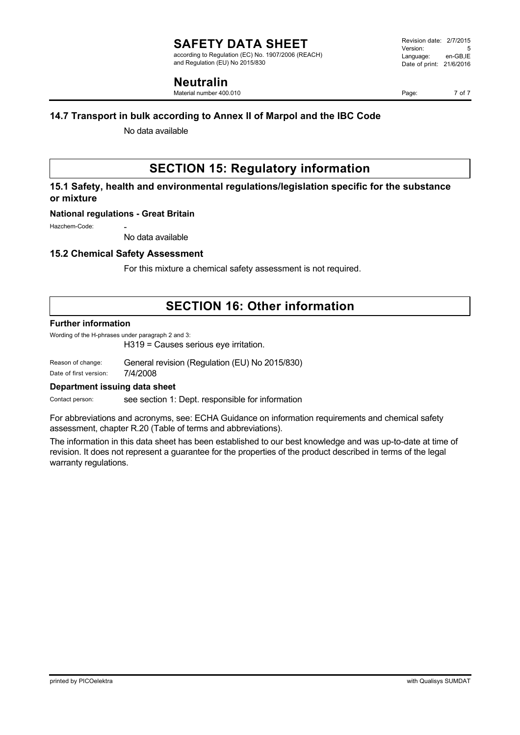## 14.7 Transport in bulk according to Annex II of Marpol and the IBC Code

No data available

# SECTION 15: Regulatory information

## 15.1 Safety, health and environmental regulations/legislation specific for the substance or mixture

### National regulations - Great Britain

Hazchem-Code: -

No data available

## 15.2 Chemical Safety Assessment

For this mixture a chemical safety assessment is not required.

# SECTION 16: Other information

### Further information

Wording of the H-phrases under paragraph 2 and 3:

H319 = Causes serious eye irritation.

Reason of change: General revision (Regulation (EU) No 2015/830)

Date of first version: 7/4/2008

### Department issuing data sheet

Contact person: see section 1: Dept. responsible for information

For abbreviations and acronyms, see: ECHA Guidance on information requirements and chemical safety assessment, chapter R.20 (Table of terms and abbreviations).

The information in this data sheet has been established to our best knowledge and was up-to-date at time of revision. It does not represent a guarantee for the properties of the product described in terms of the legal warranty regulations.